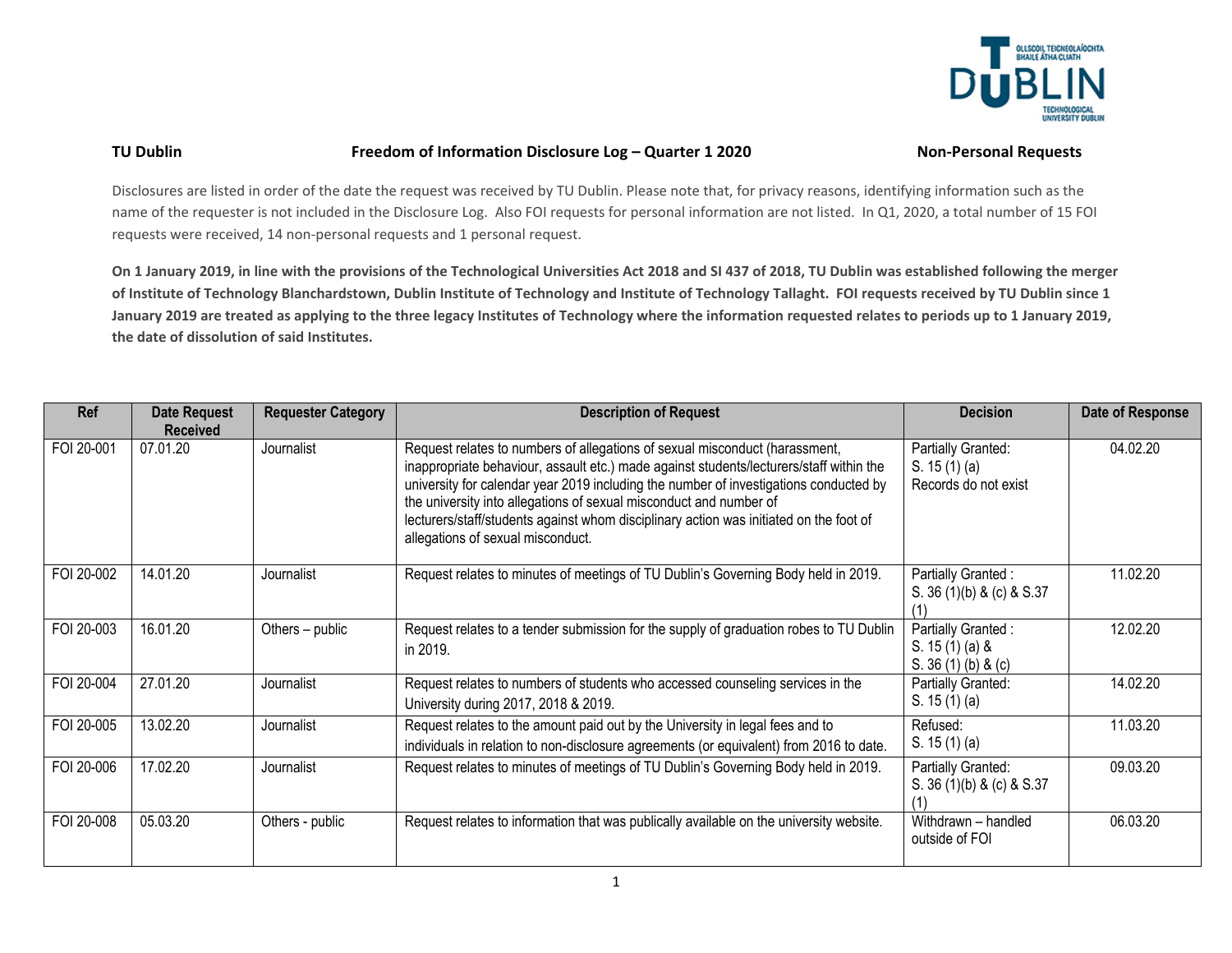**TU Dublin** **Freedom of Information Disclosure Log – Quarter 1 2020** **Non-Personal Requests**

Disclosures are listed in order of the date the request was received by TU Dublin. Please note that, for privacy reasons, identifying information such as the name of the requester is not included in the Disclosure Log. Also FOI requests for personal information are not listed. In Q1, 2020, a total number of 15 FOI requests were received, 14 non-personal requests and 1 personal request.

**On 1 January 2019, in line with the provisions of the Technological Universities Act 2018 and SI 437 of 2018, TU Dublin was established following the merger of Institute of Technology Blanchardstown, Dublin Institute of Technology and Institute of Technology Tallaght. FOI requests received by TU Dublin since 1 January 2019 are treated as applying to the three legacy Institutes of Technology where the information requested relates to periods up to 1 January 2019, the date of dissolution of said Institutes.**

| Ref | Date Request Received | Requester Category | Description of Request | Decision | Date of Response |
|---|---|---|---|---|---|
| FOI 20-001 | 07.01.20 | Journalist | Request relates to numbers of allegations of sexual misconduct (harassment, inappropriate behaviour, assault etc.) made against students/lecturers/staff within the university for calendar year 2019 including the number of investigations conducted by the university into allegations of sexual misconduct and number of lecturers/staff/students against whom disciplinary action was initiated on the foot of allegations of sexual misconduct. | Partially Granted: S. 15 (1) (a) Records do not exist | 04.02.20 |
| FOI 20-002 | 14.01.20 | Journalist | Request relates to minutes of meetings of TU Dublin's Governing Body held in 2019. | Partially Granted : S. 36 (1)(b) & (c) & S.37 (1) | 11.02.20 |
| FOI 20-003 | 16.01.20 | Others – public | Request relates to a tender submission for the supply of graduation robes to TU Dublin in 2019. | Partially Granted : S. 15 (1) (a) & S. 36 (1) (b) & (c) | 12.02.20 |
| FOI 20-004 | 27.01.20 | Journalist | Request relates to numbers of students who accessed counseling services in the University during 2017, 2018 & 2019. | Partially Granted: S. 15 (1) (a) | 14.02.20 |
| FOI 20-005 | 13.02.20 | Journalist | Request relates to the amount paid out by the University in legal fees and to individuals in relation to non-disclosure agreements (or equivalent) from 2016 to date. | Refused: S. 15 (1) (a) | 11.03.20 |
| FOI 20-006 | 17.02.20 | Journalist | Request relates to minutes of meetings of TU Dublin's Governing Body held in 2019. | Partially Granted: S. 36 (1)(b) & (c) & S.37 (1) | 09.03.20 |
| FOI 20-008 | 05.03.20 | Others - public | Request relates to information that was publically available on the university website. | Withdrawn – handled outside of FOI | 06.03.20 |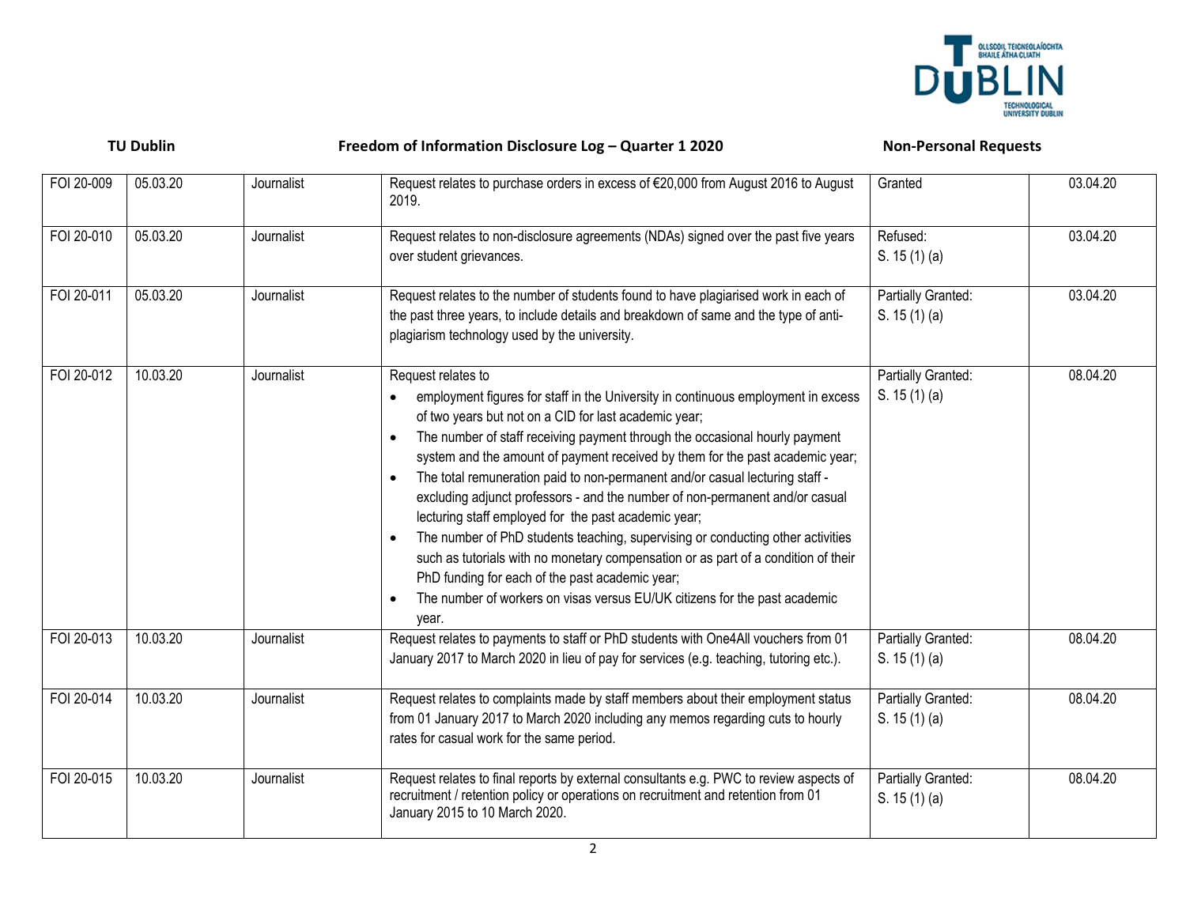TU Dublin **Freedom of Information Disclosure Log – Quarter 1 2020** **Non-Personal Requests**

| | | | | | |
|---|---|---|---|---|---|
| FOI 20-009 | 05.03.20 | Journalist | Request relates to purchase orders in excess of €20,000 from August 2016 to August 2019. | Granted | 03.04.20 |
| FOI 20-010 | 05.03.20 | Journalist | Request relates to non-disclosure agreements (NDAs) signed over the past five years over student grievances. | Refused: S. 15 (1) (a) | 03.04.20 |
| FOI 20-011 | 05.03.20 | Journalist | Request relates to the number of students found to have plagiarised work in each of the past three years, to include details and breakdown of same and the type of anti-plagiarism technology used by the university. | Partially Granted: S. 15 (1) (a) | 03.04.20 |
| FOI 20-012 | 10.03.20 | Journalist | Request relates to<br>• employment figures for staff in the University in continuous employment in excess of two years but not on a CID for last academic year;<br>• The number of staff receiving payment through the occasional hourly payment system and the amount of payment received by them for the past academic year;<br>• The total remuneration paid to non-permanent and/or casual lecturing staff - excluding adjunct professors - and the number of non-permanent and/or casual lecturing staff employed for the past academic year;<br>• The number of PhD students teaching, supervising or conducting other activities such as tutorials with no monetary compensation or as part of a condition of their PhD funding for each of the past academic year;<br>• The number of workers on visas versus EU/UK citizens for the past academic year. | Partially Granted: S. 15 (1) (a) | 08.04.20 |
| FOI 20-013 | 10.03.20 | Journalist | Request relates to payments to staff or PhD students with One4All vouchers from 01 January 2017 to March 2020 in lieu of pay for services (e.g. teaching, tutoring etc.). | Partially Granted: S. 15 (1) (a) | 08.04.20 |
| FOI 20-014 | 10.03.20 | Journalist | Request relates to complaints made by staff members about their employment status from 01 January 2017 to March 2020 including any memos regarding cuts to hourly rates for casual work for the same period. | Partially Granted: S. 15 (1) (a) | 08.04.20 |
| FOI 20-015 | 10.03.20 | Journalist | Request relates to final reports by external consultants e.g. PWC to review aspects of recruitment / retention policy or operations on recruitment and retention from 01 January 2015 to 10 March 2020. | Partially Granted: S. 15 (1) (a) | 08.04.20 |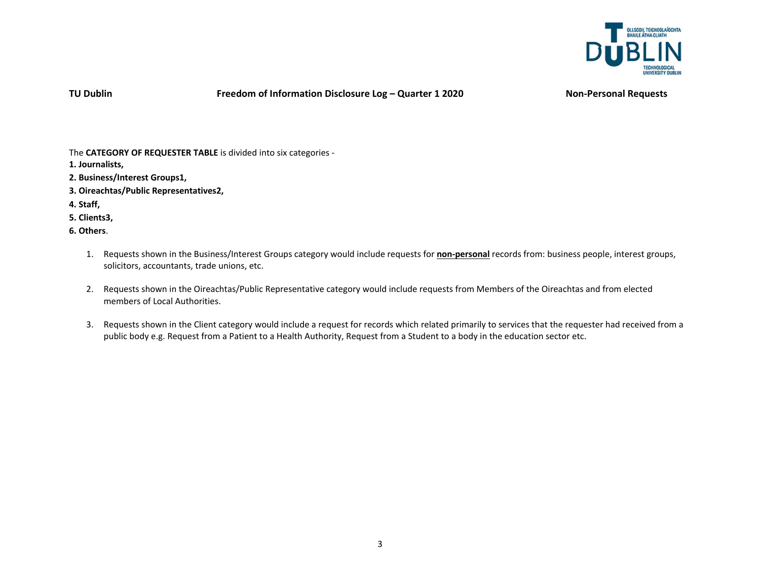TU Dublin | Freedom of Information Disclosure Log – Quarter 1 2020 | Non-Personal Requests

The **CATEGORY OF REQUESTER TABLE** is divided into six categories -

**1. Journalists,**

**2. Business/Interest Groups1,**

**3. Oireachtas/Public Representatives2,**

**4. Staff,**

**5. Clients3,**

**6. Others**.

1. Requests shown in the Business/Interest Groups category would include requests for **non-personal** records from: business people, interest groups, solicitors, accountants, trade unions, etc.

2. Requests shown in the Oireachtas/Public Representative category would include requests from Members of the Oireachtas and from elected members of Local Authorities.

3. Requests shown in the Client category would include a request for records which related primarily to services that the requester had received from a public body e.g. Request from a Patient to a Health Authority, Request from a Student to a body in the education sector etc.